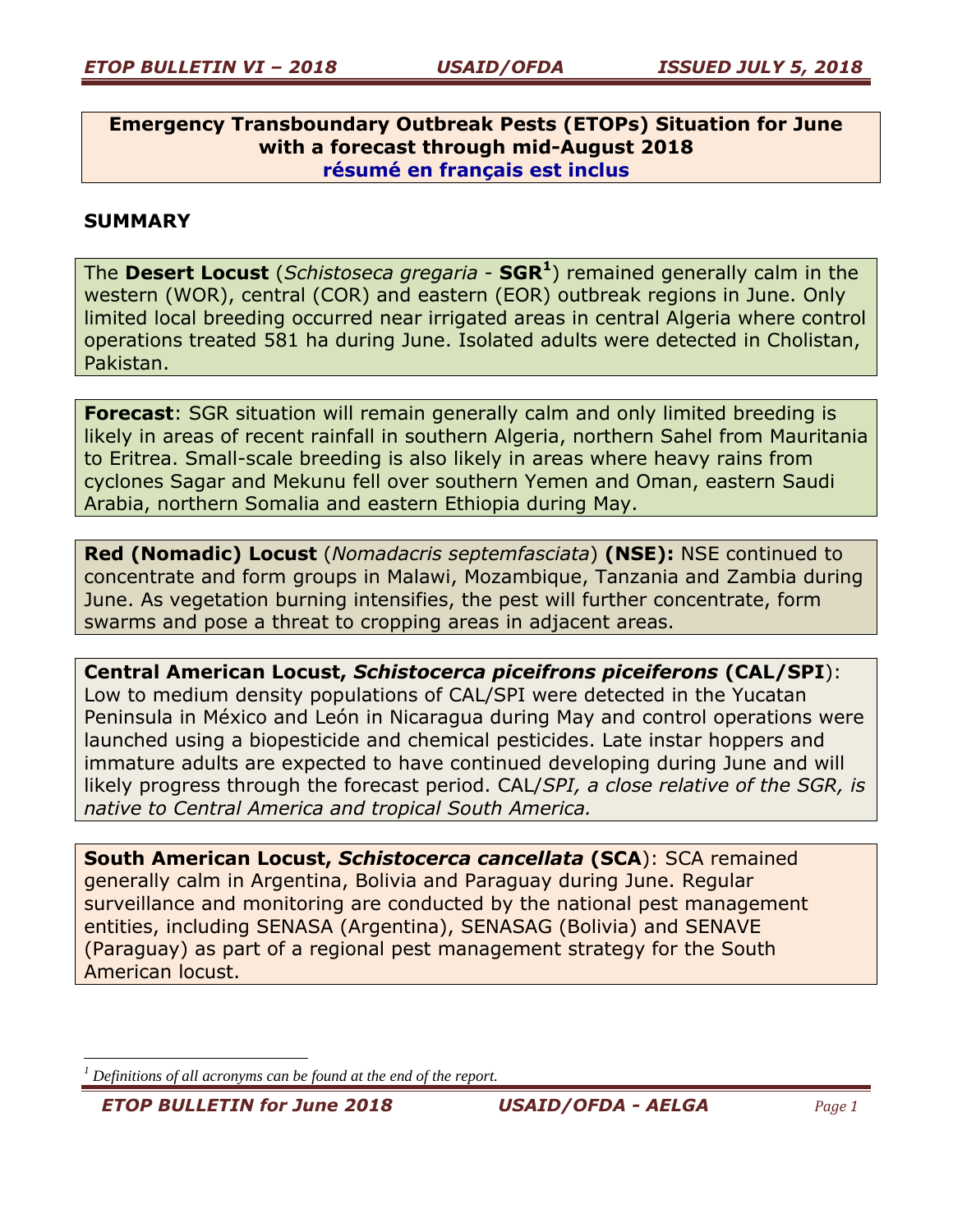**Emergency Transboundary Outbreak Pests (ETOPs) Situation for June with a forecast through mid-August 2018**
**résumé en français est inclus**

## SUMMARY

The **Desert Locust** (*Schistoseca gregaria* - **SGR**[1]) remained generally calm in the western (WOR), central (COR) and eastern (EOR) outbreak regions in June. Only limited local breeding occurred near irrigated areas in central Algeria where control operations treated 581 ha during June. Isolated adults were detected in Cholistan, Pakistan.

**Forecast**: SGR situation will remain generally calm and only limited breeding is likely in areas of recent rainfall in southern Algeria, northern Sahel from Mauritania to Eritrea. Small-scale breeding is also likely in areas where heavy rains from cyclones Sagar and Mekunu fell over southern Yemen and Oman, eastern Saudi Arabia, northern Somalia and eastern Ethiopia during May.

**Red (Nomadic) Locust** (*Nomadacris septemfasciata*) **(NSE):** NSE continued to concentrate and form groups in Malawi, Mozambique, Tanzania and Zambia during June. As vegetation burning intensifies, the pest will further concentrate, form swarms and pose a threat to cropping areas in adjacent areas.

**Central American Locust, *Schistocerca piceifrons piceiferons* (CAL/SPI)**: Low to medium density populations of CAL/SPI were detected in the Yucatan Peninsula in México and León in Nicaragua during May and control operations were launched using a biopesticide and chemical pesticides. Late instar hoppers and immature adults are expected to have continued developing during June and will likely progress through the forecast period. CAL/*SPI, a close relative of the SGR, is native to Central America and tropical South America.*

**South American Locust, *Schistocerca cancellata* (SCA)**: SCA remained generally calm in Argentina, Bolivia and Paraguay during June. Regular surveillance and monitoring are conducted by the national pest management entities, including SENASA (Argentina), SENASAG (Bolivia) and SENAVE (Paraguay) as part of a regional pest management strategy for the South American locust.

[1] *Definitions of all acronyms can be found at the end of the report.*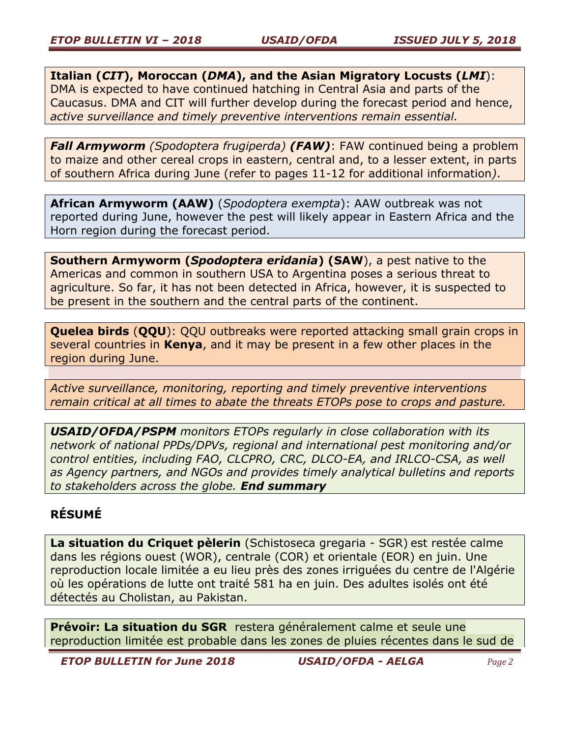**Italian (*CIT*), Moroccan (*DMA*), and the Asian Migratory Locusts (*LMI*)**: DMA is expected to have continued hatching in Central Asia and parts of the Caucasus. DMA and CIT will further develop during the forecast period and hence, *active surveillance and timely preventive interventions remain essential.*

***Fall Armyworm*** *(Spodoptera frugiperda)* ***(FAW)***: FAW continued being a problem to maize and other cereal crops in eastern, central and, to a lesser extent, in parts of southern Africa during June (refer to pages 11-12 for additional information).

**African Armyworm (AAW)** (*Spodoptera exempta*): AAW outbreak was not reported during June, however the pest will likely appear in Eastern Africa and the Horn region during the forecast period.

**Southern Armyworm (*Spodoptera eridania*) (SAW)**, a pest native to the Americas and common in southern USA to Argentina poses a serious threat to agriculture. So far, it has not been detected in Africa, however, it is suspected to be present in the southern and the central parts of the continent.

**Quelea birds** (**QQU**): QQU outbreaks were reported attacking small grain crops in several countries in **Kenya**, and it may be present in a few other places in the region during June.

*Active surveillance, monitoring, reporting and timely preventive interventions remain critical at all times to abate the threats ETOPs pose to crops and pasture.*

***USAID/OFDA/PSPM*** *monitors ETOPs regularly in close collaboration with its network of national PPDs/DPVs, regional and international pest monitoring and/or control entities, including FAO, CLCPRO, CRC, DLCO-EA, and IRLCO-CSA, as well as Agency partners, and NGOs and provides timely analytical bulletins and reports to stakeholders across the globe.* ***End summary***

## RÉSUMÉ

**La situation du Criquet pèlerin** (Schistoseca gregaria - SGR) est restée calme dans les régions ouest (WOR), centrale (COR) et orientale (EOR) en juin. Une reproduction locale limitée a eu lieu près des zones irriguées du centre de l'Algérie où les opérations de lutte ont traité 581 ha en juin. Des adultes isolés ont été détectés au Cholistan, au Pakistan.

**Prévoir: La situation du SGR** restera généralement calme et seule une reproduction limitée est probable dans les zones de pluies récentes dans le sud de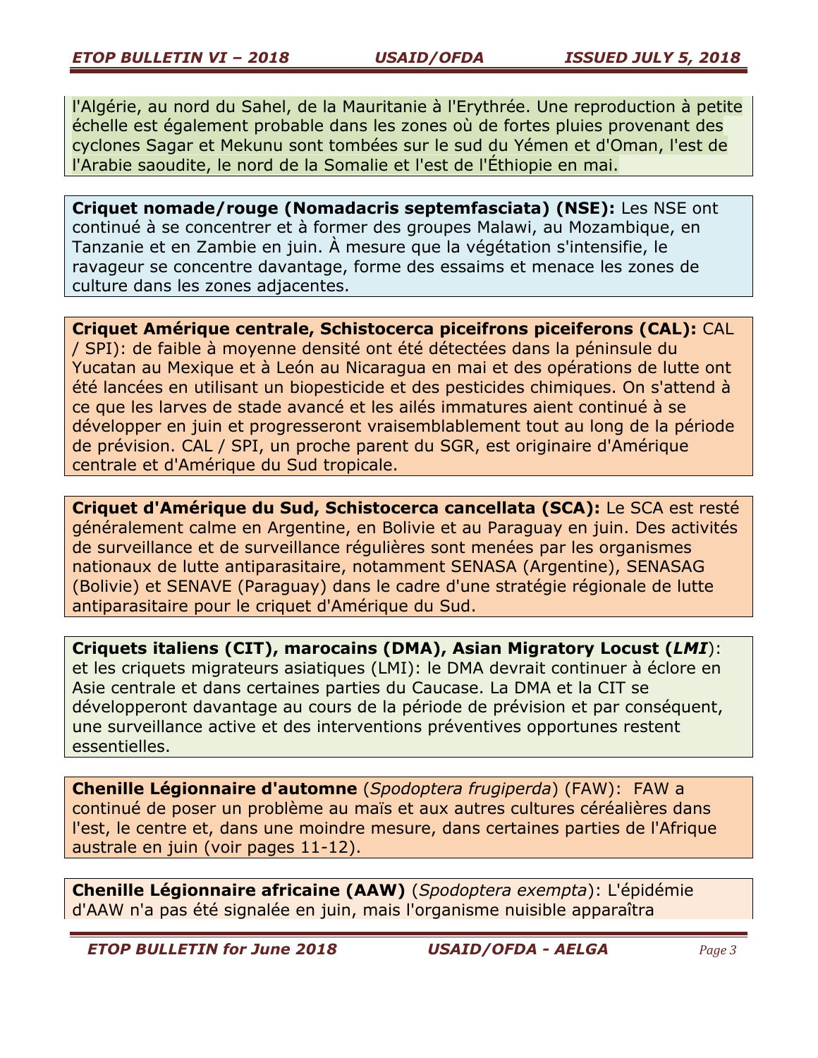l'Algérie, au nord du Sahel, de la Mauritanie à l'Erythrée. Une reproduction à petite échelle est également probable dans les zones où de fortes pluies provenant des cyclones Sagar et Mekunu sont tombées sur le sud du Yémen et d'Oman, l'est de l'Arabie saoudite, le nord de la Somalie et l'est de l'Éthiopie en mai.

**Criquet nomade/rouge (Nomadacris septemfasciata) (NSE):** Les NSE ont continué à se concentrer et à former des groupes Malawi, au Mozambique, en Tanzanie et en Zambie en juin. À mesure que la végétation s'intensifie, le ravageur se concentre davantage, forme des essaims et menace les zones de culture dans les zones adjacentes.

**Criquet Amérique centrale, Schistocerca piceifrons piceiferons (CAL):** CAL / SPI): de faible à moyenne densité ont été détectées dans la péninsule du Yucatan au Mexique et à León au Nicaragua en mai et des opérations de lutte ont été lancées en utilisant un biopesticide et des pesticides chimiques. On s'attend à ce que les larves de stade avancé et les ailés immatures aient continué à se développer en juin et progresseront vraisemblablement tout au long de la période de prévision. CAL / SPI, un proche parent du SGR, est originaire d'Amérique centrale et d'Amérique du Sud tropicale.

**Criquet d'Amérique du Sud, Schistocerca cancellata (SCA):** Le SCA est resté généralement calme en Argentine, en Bolivie et au Paraguay en juin. Des activités de surveillance et de surveillance régulières sont menées par les organismes nationaux de lutte antiparasitaire, notamment SENASA (Argentine), SENASAG (Bolivie) et SENAVE (Paraguay) dans le cadre d'une stratégie régionale de lutte antiparasitaire pour le criquet d'Amérique du Sud.

**Criquets italiens (CIT), marocains (DMA), Asian Migratory Locust (*LMI*)**: et les criquets migrateurs asiatiques (LMI): le DMA devrait continuer à éclore en Asie centrale et dans certaines parties du Caucase. La DMA et la CIT se développeront davantage au cours de la période de prévision et par conséquent, une surveillance active et des interventions préventives opportunes restent essentielles.

**Chenille Légionnaire d'automne** (*Spodoptera frugiperda*) (FAW): FAW a continué de poser un problème au maïs et aux autres cultures céréalières dans l'est, le centre et, dans une moindre mesure, dans certaines parties de l'Afrique australe en juin (voir pages 11-12).

**Chenille Légionnaire africaine (AAW)** (*Spodoptera exempta*): L'épidémie d'AAW n'a pas été signalée en juin, mais l'organisme nuisible apparaîtra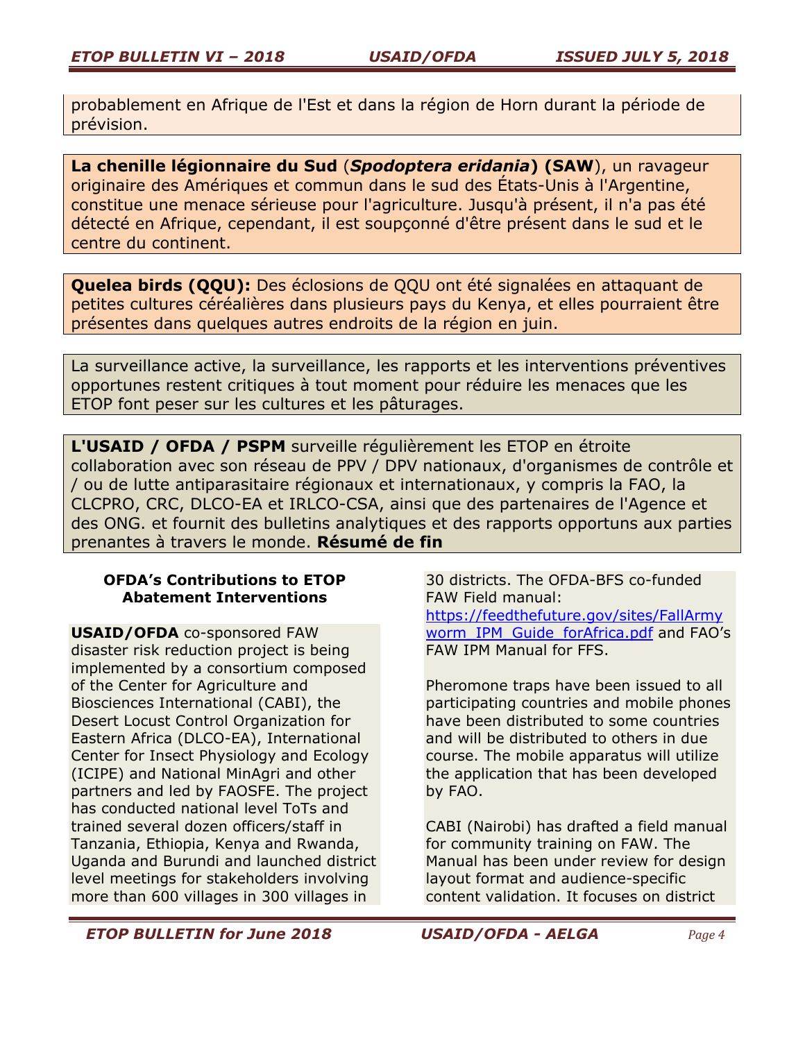probablement en Afrique de l'Est et dans la région de Horn durant la période de prévision.

**La chenille légionnaire du Sud** (***Spodoptera eridania***) **(SAW**), un ravageur originaire des Amériques et commun dans le sud des États-Unis à l'Argentine, constitue une menace sérieuse pour l'agriculture. Jusqu'à présent, il n'a pas été détecté en Afrique, cependant, il est soupçonné d'être présent dans le sud et le centre du continent.

**Quelea birds (QQU):** Des éclosions de QQU ont été signalées en attaquant de petites cultures céréalières dans plusieurs pays du Kenya, et elles pourraient être présentes dans quelques autres endroits de la région en juin.

La surveillance active, la surveillance, les rapports et les interventions préventives opportunes restent critiques à tout moment pour réduire les menaces que les ETOP font peser sur les cultures et les pâturages.

**L'USAID / OFDA / PSPM** surveille régulièrement les ETOP en étroite collaboration avec son réseau de PPV / DPV nationaux, d'organismes de contrôle et / ou de lutte antiparasitaire régionaux et internationaux, y compris la FAO, la CLCPRO, CRC, DLCO-EA et IRLCO-CSA, ainsi que des partenaires de l'Agence et des ONG. et fournit des bulletins analytiques et des rapports opportuns aux parties prenantes à travers le monde. **Résumé de fin**

### OFDA's Contributions to ETOP Abatement Interventions

**USAID/OFDA** co-sponsored FAW disaster risk reduction project is being implemented by a consortium composed of the Center for Agriculture and Biosciences International (CABI), the Desert Locust Control Organization for Eastern Africa (DLCO-EA), International Center for Insect Physiology and Ecology (ICIPE) and National MinAgri and other partners and led by FAOSFE. The project has conducted national level ToTs and trained several dozen officers/staff in Tanzania, Ethiopia, Kenya and Rwanda, Uganda and Burundi and launched district level meetings for stakeholders involving more than 600 villages in 300 villages in 30 districts. The OFDA-BFS co-funded FAW Field manual: [https://feedthefuture.gov/sites/FallArmyworm_IPM_Guide_forAfrica.pdf](https://feedthefuture.gov/sites/FallArmyworm_IPM_Guide_forAfrica.pdf) and FAO's FAW IPM Manual for FFS.

Pheromone traps have been issued to all participating countries and mobile phones have been distributed to some countries and will be distributed to others in due course. The mobile apparatus will utilize the application that has been developed by FAO.

CABI (Nairobi) has drafted a field manual for community training on FAW. The Manual has been under review for design layout format and audience-specific content validation. It focuses on district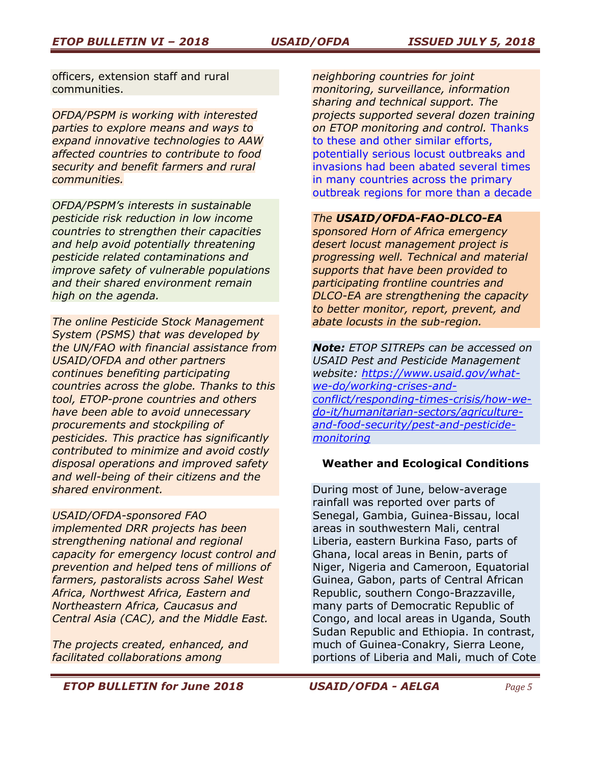officers, extension staff and rural communities.

*OFDA/PSPM is working with interested parties to explore means and ways to expand innovative technologies to AAW affected countries to contribute to food security and benefit farmers and rural communities.*

*OFDA/PSPM's interests in sustainable pesticide risk reduction in low income countries to strengthen their capacities and help avoid potentially threatening pesticide related contaminations and improve safety of vulnerable populations and their shared environment remain high on the agenda.*

*The online Pesticide Stock Management System (PSMS) that was developed by the UN/FAO with financial assistance from USAID/OFDA and other partners continues benefiting participating countries across the globe. Thanks to this tool, ETOP-prone countries and others have been able to avoid unnecessary procurements and stockpiling of pesticides. This practice has significantly contributed to minimize and avoid costly disposal operations and improved safety and well-being of their citizens and the shared environment.*

*USAID/OFDA-sponsored FAO implemented DRR projects has been strengthening national and regional capacity for emergency locust control and prevention and helped tens of millions of farmers, pastoralists across Sahel West Africa, Northwest Africa, Eastern and Northeastern Africa, Caucasus and Central Asia (CAC), and the Middle East.*

*The projects created, enhanced, and facilitated collaborations among neighboring countries for joint monitoring, surveillance, information sharing and technical support. The projects supported several dozen training on ETOP monitoring and control.* Thanks to these and other similar efforts, potentially serious locust outbreaks and invasions had been abated several times in many countries across the primary outbreak regions for more than a decade

*The **USAID/OFDA-FAO-DLCO-EA** sponsored Horn of Africa emergency desert locust management project is progressing well. Technical and material supports that have been provided to participating frontline countries and DLCO-EA are strengthening the capacity to better monitor, report, prevent, and abate locusts in the sub-region.*

***Note:** ETOP SITREPs can be accessed on USAID Pest and Pesticide Management website: https://www.usaid.gov/what-we-do/working-crises-and-conflict/responding-times-crisis/how-we-do-it/humanitarian-sectors/agriculture-and-food-security/pest-and-pesticide-monitoring*

### Weather and Ecological Conditions

During most of June, below-average rainfall was reported over parts of Senegal, Gambia, Guinea-Bissau, local areas in southwestern Mali, central Liberia, eastern Burkina Faso, parts of Ghana, local areas in Benin, parts of Niger, Nigeria and Cameroon, Equatorial Guinea, Gabon, parts of Central African Republic, southern Congo-Brazzaville, many parts of Democratic Republic of Congo, and local areas in Uganda, South Sudan Republic and Ethiopia. In contrast, much of Guinea-Conakry, Sierra Leone, portions of Liberia and Mali, much of Cote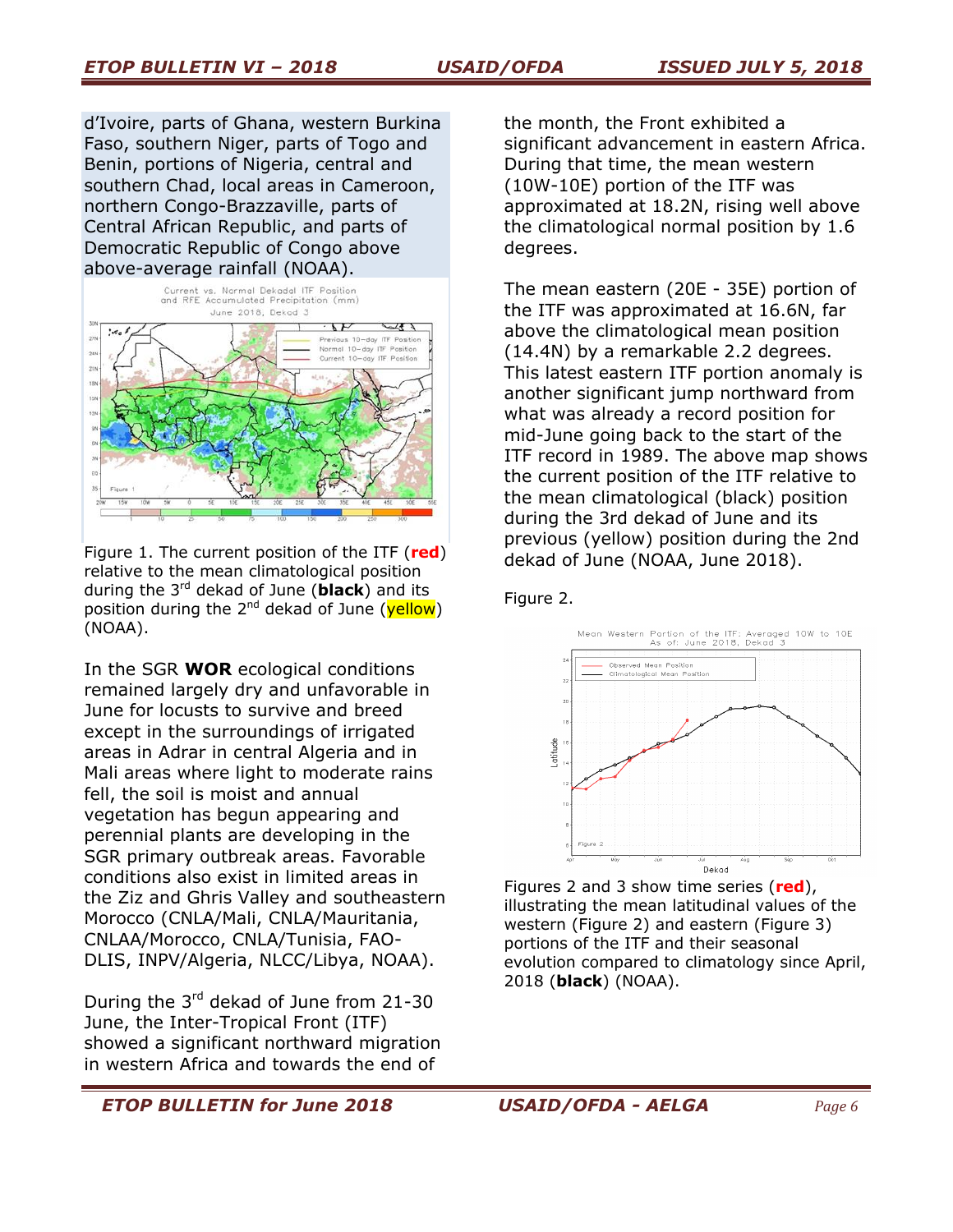d'Ivoire, parts of Ghana, western Burkina Faso, southern Niger, parts of Togo and Benin, portions of Nigeria, central and southern Chad, local areas in Cameroon, northern Congo-Brazzaville, parts of Central African Republic, and parts of Democratic Republic of Congo above above-average rainfall (NOAA).

Figure 1. The current position of the ITF (**red**) relative to the mean climatological position during the 3rd dekad of June (**black**) and its position during the 2nd dekad of June (yellow) (NOAA).

In the SGR **WOR** ecological conditions remained largely dry and unfavorable in June for locusts to survive and breed except in the surroundings of irrigated areas in Adrar in central Algeria and in Mali areas where light to moderate rains fell, the soil is moist and annual vegetation has begun appearing and perennial plants are developing in the SGR primary outbreak areas. Favorable conditions also exist in limited areas in the Ziz and Ghris Valley and southeastern Morocco (CNLA/Mali, CNLA/Mauritania, CNLAA/Morocco, CNLA/Tunisia, FAO-DLIS, INPV/Algeria, NLCC/Libya, NOAA).

During the 3rd dekad of June from 21-30 June, the Inter-Tropical Front (ITF) showed a significant northward migration in western Africa and towards the end of the month, the Front exhibited a significant advancement in eastern Africa. During that time, the mean western (10W-10E) portion of the ITF was approximated at 18.2N, rising well above the climatological normal position by 1.6 degrees.

The mean eastern (20E - 35E) portion of the ITF was approximated at 16.6N, far above the climatological mean position (14.4N) by a remarkable 2.2 degrees. This latest eastern ITF portion anomaly is another significant jump northward from what was already a record position for mid-June going back to the start of the ITF record in 1989. The above map shows the current position of the ITF relative to the mean climatological (black) position during the 3rd dekad of June and its previous (yellow) position during the 2nd dekad of June (NOAA, June 2018).

Figure 2.

Figures 2 and 3 show time series (**red**), illustrating the mean latitudinal values of the western (Figure 2) and eastern (Figure 3) portions of the ITF and their seasonal evolution compared to climatology since April, 2018 (**black**) (NOAA).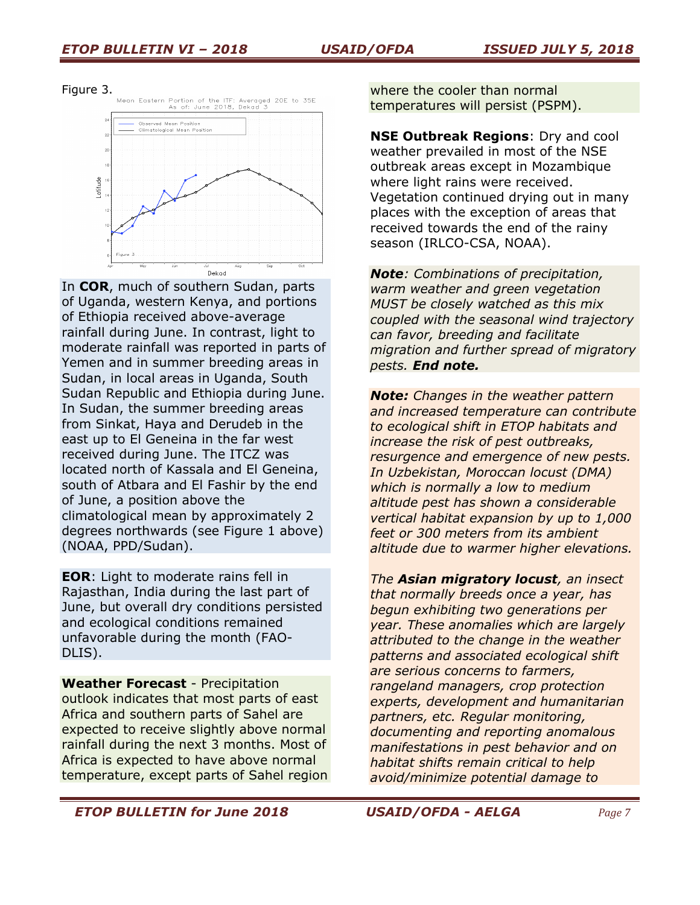Figure 3.

In **COR**, much of southern Sudan, parts of Uganda, western Kenya, and portions of Ethiopia received above-average rainfall during June. In contrast, light to moderate rainfall was reported in parts of Yemen and in summer breeding areas in Sudan, in local areas in Uganda, South Sudan Republic and Ethiopia during June. In Sudan, the summer breeding areas from Sinkat, Haya and Derudeb in the east up to El Geneina in the far west received during June. The ITCZ was located north of Kassala and El Geneina, south of Atbara and El Fashir by the end of June, a position above the climatological mean by approximately 2 degrees northwards (see Figure 1 above) (NOAA, PPD/Sudan).

**EOR**: Light to moderate rains fell in Rajasthan, India during the last part of June, but overall dry conditions persisted and ecological conditions remained unfavorable during the month (FAO-DLIS).

**Weather Forecast** - Precipitation outlook indicates that most parts of east Africa and southern parts of Sahel are expected to receive slightly above normal rainfall during the next 3 months. Most of Africa is expected to have above normal temperature, except parts of Sahel region where the cooler than normal temperatures will persist (PSPM).

**NSE Outbreak Regions**: Dry and cool weather prevailed in most of the NSE outbreak areas except in Mozambique where light rains were received. Vegetation continued drying out in many places with the exception of areas that received towards the end of the rainy season (IRLCO-CSA, NOAA).

***Note****: Combinations of precipitation, warm weather and green vegetation MUST be closely watched as this mix coupled with the seasonal wind trajectory can favor, breeding and facilitate migration and further spread of migratory pests.* ***End note.***

***Note:*** *Changes in the weather pattern and increased temperature can contribute to ecological shift in ETOP habitats and increase the risk of pest outbreaks, resurgence and emergence of new pests. In Uzbekistan, Moroccan locust (DMA) which is normally a low to medium altitude pest has shown a considerable vertical habitat expansion by up to 1,000 feet or 300 meters from its ambient altitude due to warmer higher elevations.*

*The* ***Asian migratory locust****, an insect that normally breeds once a year, has begun exhibiting two generations per year. These anomalies which are largely attributed to the change in the weather patterns and associated ecological shift are serious concerns to farmers, rangeland managers, crop protection experts, development and humanitarian partners, etc. Regular monitoring, documenting and reporting anomalous manifestations in pest behavior and on habitat shifts remain critical to help avoid/minimize potential damage to*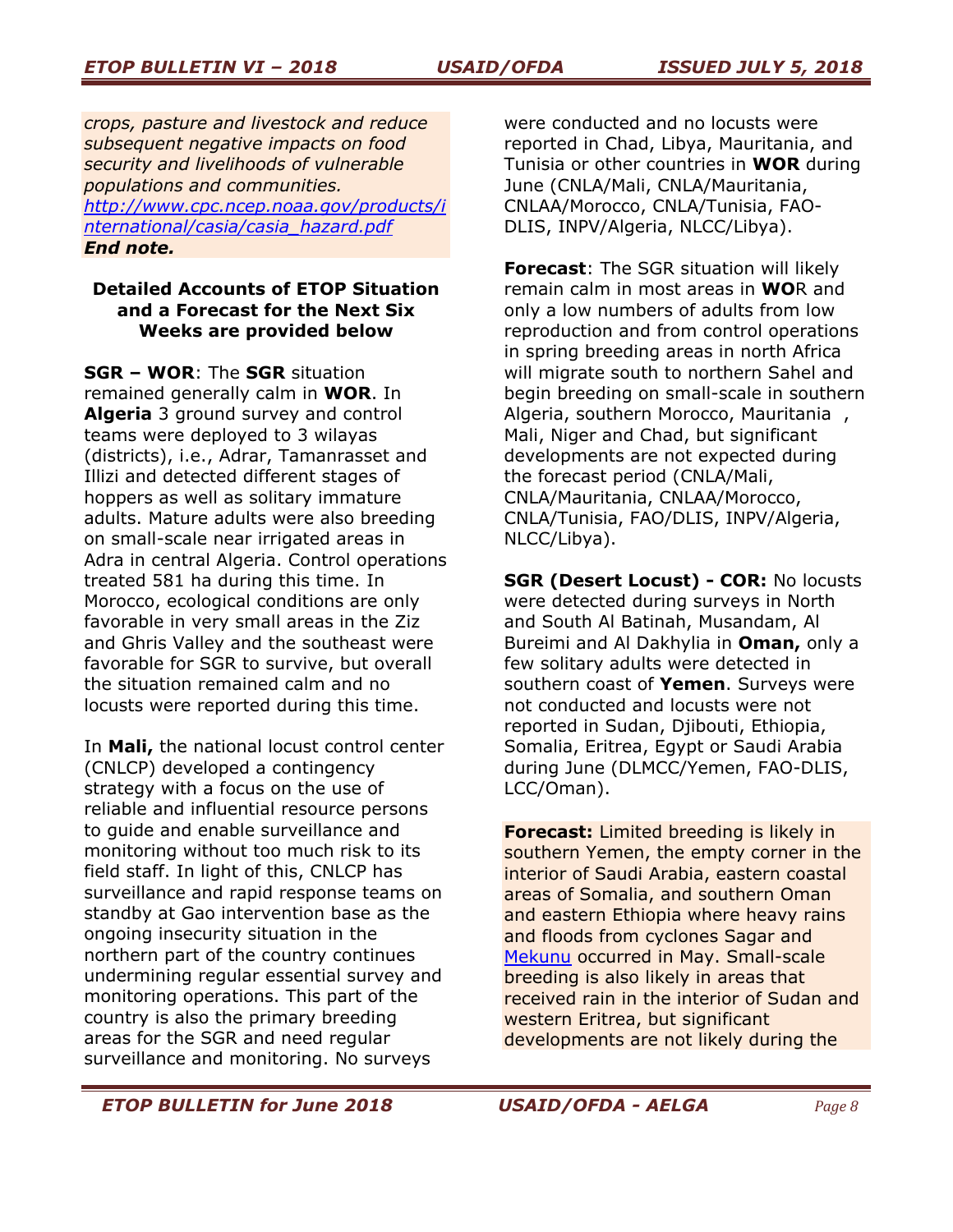*crops, pasture and livestock and reduce subsequent negative impacts on food security and livelihoods of vulnerable populations and communities.* *[http://www.cpc.ncep.noaa.gov/products/international/casia/casia_hazard.pdf](http://www.cpc.ncep.noaa.gov/products/international/casia/casia_hazard.pdf)* ***End note.***

**Detailed Accounts of ETOP Situation and a Forecast for the Next Six Weeks are provided below**

**SGR – WOR**: The **SGR** situation remained generally calm in **WOR**. In **Algeria** 3 ground survey and control teams were deployed to 3 wilayas (districts), i.e., Adrar, Tamanrasset and Illizi and detected different stages of hoppers as well as solitary immature adults. Mature adults were also breeding on small-scale near irrigated areas in Adra in central Algeria. Control operations treated 581 ha during this time. In Morocco, ecological conditions are only favorable in very small areas in the Ziz and Ghris Valley and the southeast were favorable for SGR to survive, but overall the situation remained calm and no locusts were reported during this time.

In **Mali,** the national locust control center (CNLCP) developed a contingency strategy with a focus on the use of reliable and influential resource persons to guide and enable surveillance and monitoring without too much risk to its field staff. In light of this, CNLCP has surveillance and rapid response teams on standby at Gao intervention base as the ongoing insecurity situation in the northern part of the country continues undermining regular essential survey and monitoring operations. This part of the country is also the primary breeding areas for the SGR and need regular surveillance and monitoring. No surveys were conducted and no locusts were reported in Chad, Libya, Mauritania, and Tunisia or other countries in **WOR** during June (CNLA/Mali, CNLA/Mauritania, CNLAA/Morocco, CNLA/Tunisia, FAO-DLIS, INPV/Algeria, NLCC/Libya).

**Forecast**: The SGR situation will likely remain calm in most areas in **WO**R and only a low numbers of adults from low reproduction and from control operations in spring breeding areas in north Africa will migrate south to northern Sahel and begin breeding on small-scale in southern Algeria, southern Morocco, Mauritania , Mali, Niger and Chad, but significant developments are not expected during the forecast period (CNLA/Mali, CNLA/Mauritania, CNLAA/Morocco, CNLA/Tunisia, FAO/DLIS, INPV/Algeria, NLCC/Libya).

**SGR (Desert Locust) - COR:** No locusts were detected during surveys in North and South Al Batinah, Musandam, Al Bureimi and Al Dakhylia in **Oman,** only a few solitary adults were detected in southern coast of **Yemen**. Surveys were not conducted and locusts were not reported in Sudan, Djibouti, Ethiopia, Somalia, Eritrea, Egypt or Saudi Arabia during June (DLMCC/Yemen, FAO-DLIS, LCC/Oman).

**Forecast:** Limited breeding is likely in southern Yemen, the empty corner in the interior of Saudi Arabia, eastern coastal areas of Somalia, and southern Oman and eastern Ethiopia where heavy rains and floods from cyclones Sagar and Mekunu occurred in May. Small-scale breeding is also likely in areas that received rain in the interior of Sudan and western Eritrea, but significant developments are not likely during the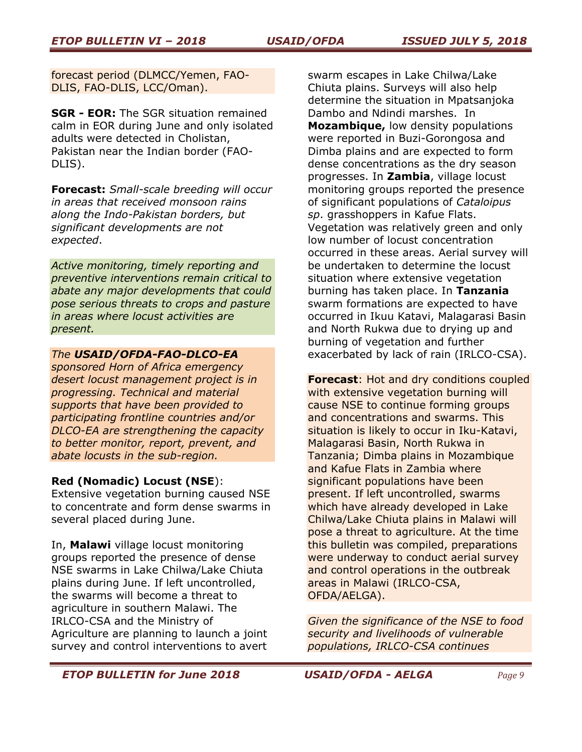forecast period (DLMCC/Yemen, FAO-DLIS, FAO-DLIS, LCC/Oman).

**SGR - EOR:** The SGR situation remained calm in EOR during June and only isolated adults were detected in Cholistan, Pakistan near the Indian border (FAO-DLIS).

**Forecast:** *Small-scale breeding will occur in areas that received monsoon rains along the Indo-Pakistan borders, but significant developments are not expected*.

*Active monitoring, timely reporting and preventive interventions remain critical to abate any major developments that could pose serious threats to crops and pasture in areas where locust activities are present.*

*The **USAID/OFDA-FAO-DLCO-EA** sponsored Horn of Africa emergency desert locust management project is in progressing. Technical and material supports that have been provided to participating frontline countries and/or DLCO-EA are strengthening the capacity to better monitor, report, prevent, and abate locusts in the sub-region.*

**Red (Nomadic) Locust (NSE)**: Extensive vegetation burning caused NSE to concentrate and form dense swarms in several placed during June.

In, **Malawi** village locust monitoring groups reported the presence of dense NSE swarms in Lake Chilwa/Lake Chiuta plains during June. If left uncontrolled, the swarms will become a threat to agriculture in southern Malawi. The IRLCO-CSA and the Ministry of Agriculture are planning to launch a joint survey and control interventions to avert swarm escapes in Lake Chilwa/Lake Chiuta plains. Surveys will also help determine the situation in Mpatsanjoka Dambo and Ndindi marshes. In **Mozambique,** low density populations were reported in Buzi-Gorongosa and Dimba plains and are expected to form dense concentrations as the dry season progresses. In **Zambia**, village locust monitoring groups reported the presence of significant populations of *Cataloipus sp*. grasshoppers in Kafue Flats. Vegetation was relatively green and only low number of locust concentration occurred in these areas. Aerial survey will be undertaken to determine the locust situation where extensive vegetation burning has taken place. In **Tanzania** swarm formations are expected to have occurred in Ikuu Katavi, Malagarasi Basin and North Rukwa due to drying up and burning of vegetation and further exacerbated by lack of rain (IRLCO-CSA).

**Forecast**: Hot and dry conditions coupled with extensive vegetation burning will cause NSE to continue forming groups and concentrations and swarms. This situation is likely to occur in Iku-Katavi, Malagarasi Basin, North Rukwa in Tanzania; Dimba plains in Mozambique and Kafue Flats in Zambia where significant populations have been present. If left uncontrolled, swarms which have already developed in Lake Chilwa/Lake Chiuta plains in Malawi will pose a threat to agriculture. At the time this bulletin was compiled, preparations were underway to conduct aerial survey and control operations in the outbreak areas in Malawi (IRLCO-CSA, OFDA/AELGA).

*Given the significance of the NSE to food security and livelihoods of vulnerable populations, IRLCO-CSA continues*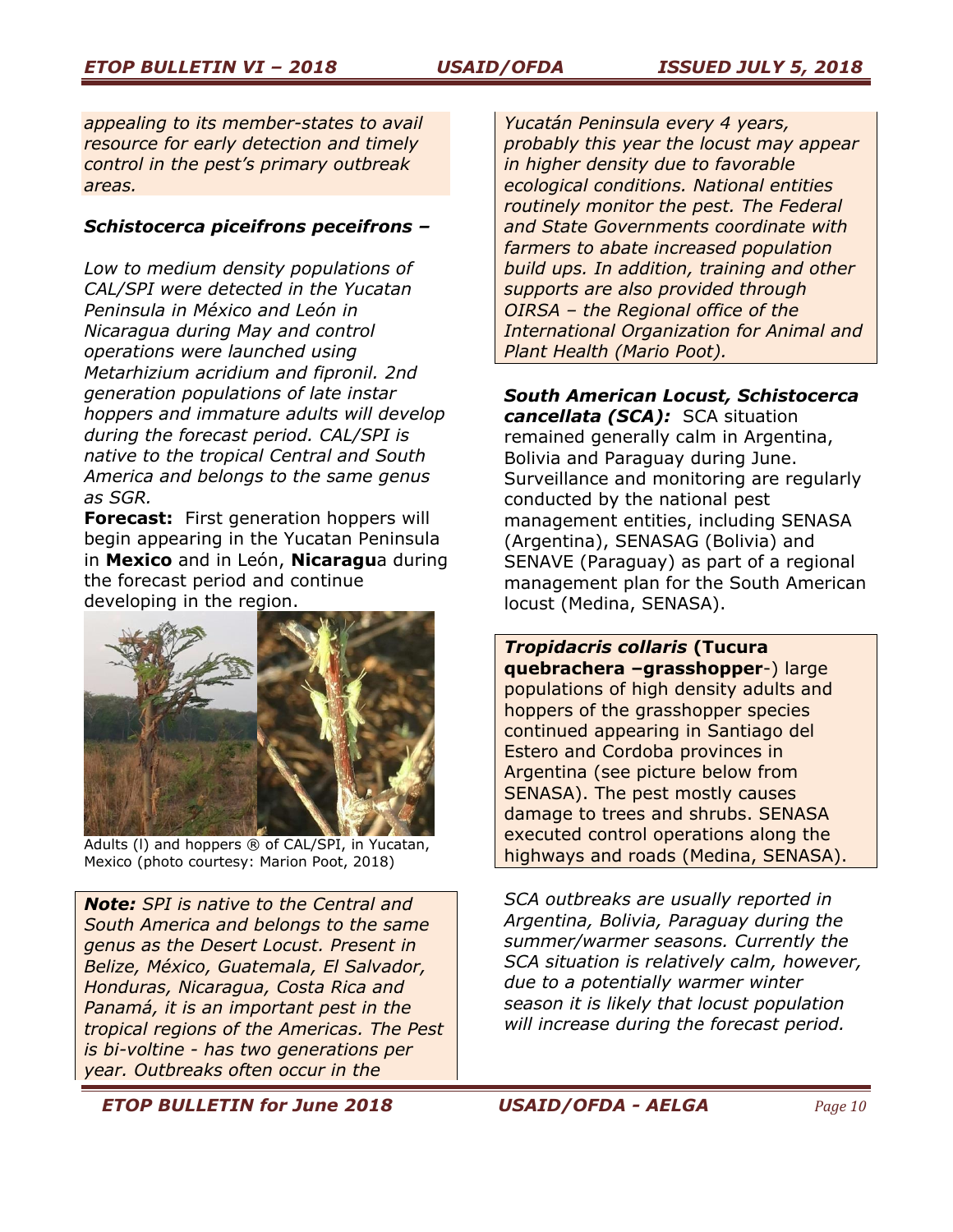*appealing to its member-states to avail resource for early detection and timely control in the pest's primary outbreak areas.*

***Schistocerca piceifrons peceifrons –***

*Low to medium density populations of CAL/SPI were detected in the Yucatan Peninsula in México and León in Nicaragua during May and control operations were launched using Metarhizium acridium and fipronil. 2nd generation populations of late instar hoppers and immature adults will develop during the forecast period. CAL/SPI is native to the tropical Central and South America and belongs to the same genus as SGR.*

**Forecast:** First generation hoppers will begin appearing in the Yucatan Peninsula in **Mexico** and in León, **Nicaragu**a during the forecast period and continue developing in the region.

Adults (l) and hoppers ® of CAL/SPI, in Yucatan, Mexico (photo courtesy: Marion Poot, 2018)

***Note:*** *SPI is native to the Central and South America and belongs to the same genus as the Desert Locust. Present in Belize, México, Guatemala, El Salvador, Honduras, Nicaragua, Costa Rica and Panamá, it is an important pest in the tropical regions of the Americas. The Pest is bi-voltine - has two generations per year. Outbreaks often occur in the Yucatán Peninsula every 4 years, probably this year the locust may appear in higher density due to favorable ecological conditions. National entities routinely monitor the pest. The Federal and State Governments coordinate with farmers to abate increased population build ups. In addition, training and other supports are also provided through OIRSA – the Regional office of the International Organization for Animal and Plant Health (Mario Poot).*

***South American Locust, Schistocerca cancellata (SCA):*** SCA situation remained generally calm in Argentina, Bolivia and Paraguay during June. Surveillance and monitoring are regularly conducted by the national pest management entities, including SENASA (Argentina), SENASAG (Bolivia) and SENAVE (Paraguay) as part of a regional management plan for the South American locust (Medina, SENASA).

***Tropidacris collaris* (Tucura quebrachera –grasshopper**-) large populations of high density adults and hoppers of the grasshopper species continued appearing in Santiago del Estero and Cordoba provinces in Argentina (see picture below from SENASA). The pest mostly causes damage to trees and shrubs. SENASA executed control operations along the highways and roads (Medina, SENASA).

*SCA outbreaks are usually reported in Argentina, Bolivia, Paraguay during the summer/warmer seasons. Currently the SCA situation is relatively calm, however, due to a potentially warmer winter season it is likely that locust population will increase during the forecast period.*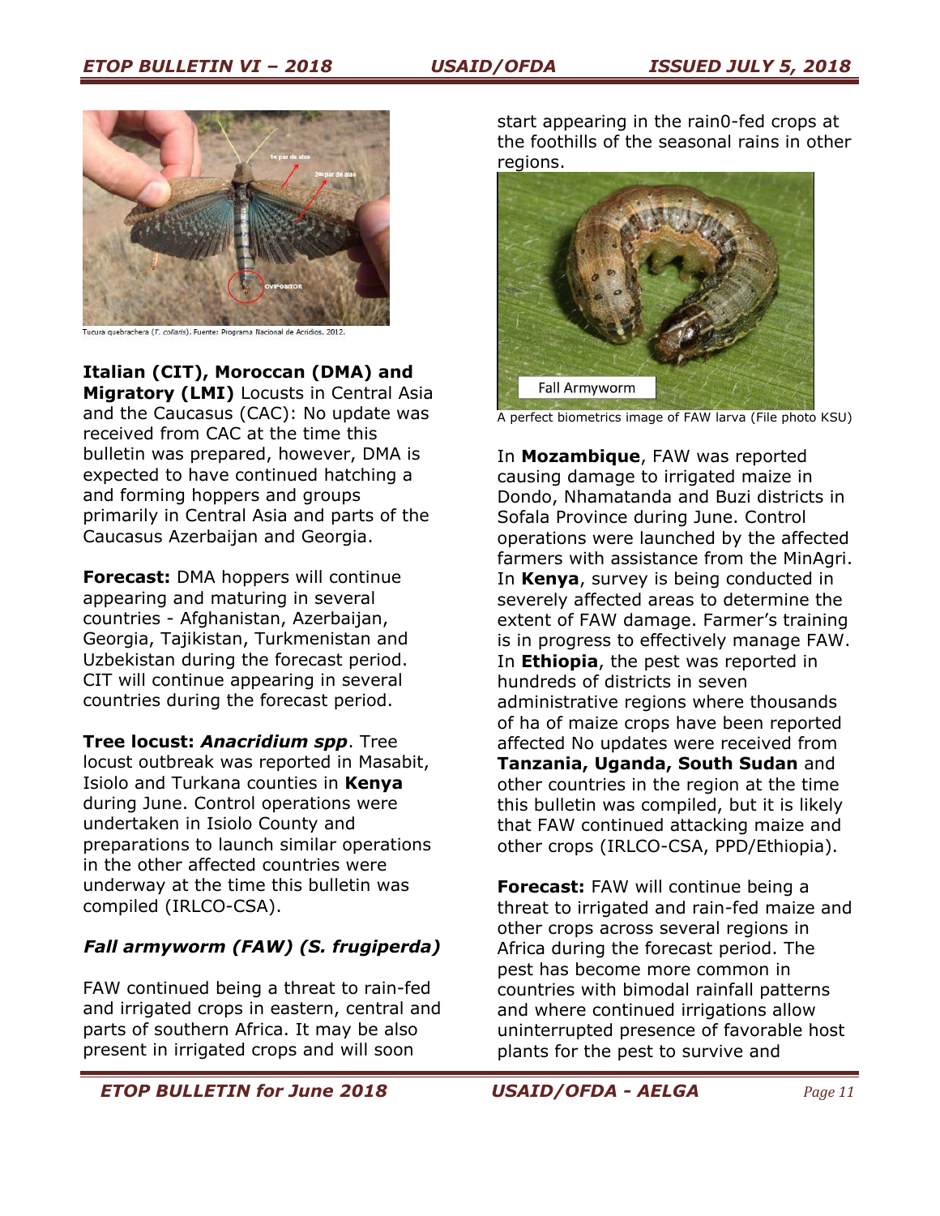Tucura quebrachera (*T. collaris*). Fuente: Programa Nacional de Acridios, 2012.

**Italian (CIT), Moroccan (DMA) and Migratory (LMI)** Locusts in Central Asia and the Caucasus (CAC): No update was received from CAC at the time this bulletin was prepared, however, DMA is expected to have continued hatching a and forming hoppers and groups primarily in Central Asia and parts of the Caucasus Azerbaijan and Georgia.

**Forecast:** DMA hoppers will continue appearing and maturing in several countries - Afghanistan, Azerbaijan, Georgia, Tajikistan, Turkmenistan and Uzbekistan during the forecast period. CIT will continue appearing in several countries during the forecast period.

**Tree locust: *Anacridium spp*.** Tree locust outbreak was reported in Masabit, Isiolo and Turkana counties in **Kenya** during June. Control operations were undertaken in Isiolo County and preparations to launch similar operations in the other affected countries were underway at the time this bulletin was compiled (IRLCO-CSA).

***Fall armyworm (FAW) (S. frugiperda)***

FAW continued being a threat to rain-fed and irrigated crops in eastern, central and parts of southern Africa. It may be also present in irrigated crops and will soon start appearing in the rain0-fed crops at the foothills of the seasonal rains in other regions.

A perfect biometrics image of FAW larva (File photo KSU)

In **Mozambique**, FAW was reported causing damage to irrigated maize in Dondo, Nhamatanda and Buzi districts in Sofala Province during June. Control operations were launched by the affected farmers with assistance from the MinAgri. In **Kenya**, survey is being conducted in severely affected areas to determine the extent of FAW damage. Farmer's training is in progress to effectively manage FAW. In **Ethiopia**, the pest was reported in hundreds of districts in seven administrative regions where thousands of ha of maize crops have been reported affected No updates were received from **Tanzania, Uganda, South Sudan** and other countries in the region at the time this bulletin was compiled, but it is likely that FAW continued attacking maize and other crops (IRLCO-CSA, PPD/Ethiopia).

**Forecast:** FAW will continue being a threat to irrigated and rain-fed maize and other crops across several regions in Africa during the forecast period. The pest has become more common in countries with bimodal rainfall patterns and where continued irrigations allow uninterrupted presence of favorable host plants for the pest to survive and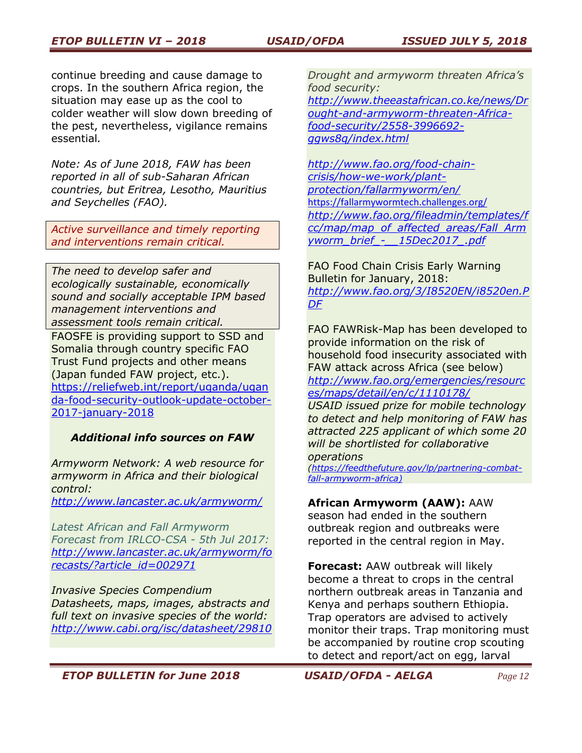continue breeding and cause damage to crops. In the southern Africa region, the situation may ease up as the cool to colder weather will slow down breeding of the pest, nevertheless, vigilance remains essential.

*Note: As of June 2018, FAW has been reported in all of sub-Saharan African countries, but Eritrea, Lesotho, Mauritius and Seychelles (FAO).*

*Active surveillance and timely reporting and interventions remain critical.*

*The need to develop safer and ecologically sustainable, economically sound and socially acceptable IPM based management interventions and assessment tools remain critical.*

FAOSFE is providing support to SSD and Somalia through country specific FAO Trust Fund projects and other means (Japan funded FAW project, etc.). https://reliefweb.int/report/uganda/uganda-food-security-outlook-update-october-2017-january-2018

***Additional info sources on FAW***

*Armyworm Network: A web resource for armyworm in Africa and their biological control:*
*http://www.lancaster.ac.uk/armyworm/*

*Latest African and Fall Armyworm Forecast from IRLCO-CSA - 5th Jul 2017:*
*http://www.lancaster.ac.uk/armyworm/forecasts/?article_id=002971*

*Invasive Species Compendium Datasheets, maps, images, abstracts and full text on invasive species of the world:*
*http://www.cabi.org/isc/datasheet/29810*

*Drought and armyworm threaten Africa's food security:*
*http://www.theeastafrican.co.ke/news/Drought-and-armyworm-threaten-Africa-food-security/2558-3996692-ggws8q/index.html*

*http://www.fao.org/food-chain-crisis/how-we-work/plant-protection/fallarmyworm/en/*
https://fallarmywormtech.challenges.org/
*http://www.fao.org/fileadmin/templates/fcc/map/map_of_affected_areas/Fall_Armyworm_brief_-__15Dec2017_.pdf*

FAO Food Chain Crisis Early Warning Bulletin for January, 2018:
*http://www.fao.org/3/I8520EN/i8520en.PDF*

FAO FAWRisk-Map has been developed to provide information on the risk of household food insecurity associated with FAW attack across Africa (see below)
*http://www.fao.org/emergencies/resources/maps/detail/en/c/1110178/*
*USAID issued prize for mobile technology to detect and help monitoring of FAW has attracted 225 applicant of which some 20 will be shortlisted for collaborative operations*
*(https://feedthefuture.gov/lp/partnering-combat-fall-armyworm-africa)*

**African Armyworm (AAW):** AAW season had ended in the southern outbreak region and outbreaks were reported in the central region in May.

**Forecast:** AAW outbreak will likely become a threat to crops in the central northern outbreak areas in Tanzania and Kenya and perhaps southern Ethiopia. Trap operators are advised to actively monitor their traps. Trap monitoring must be accompanied by routine crop scouting to detect and report/act on egg, larval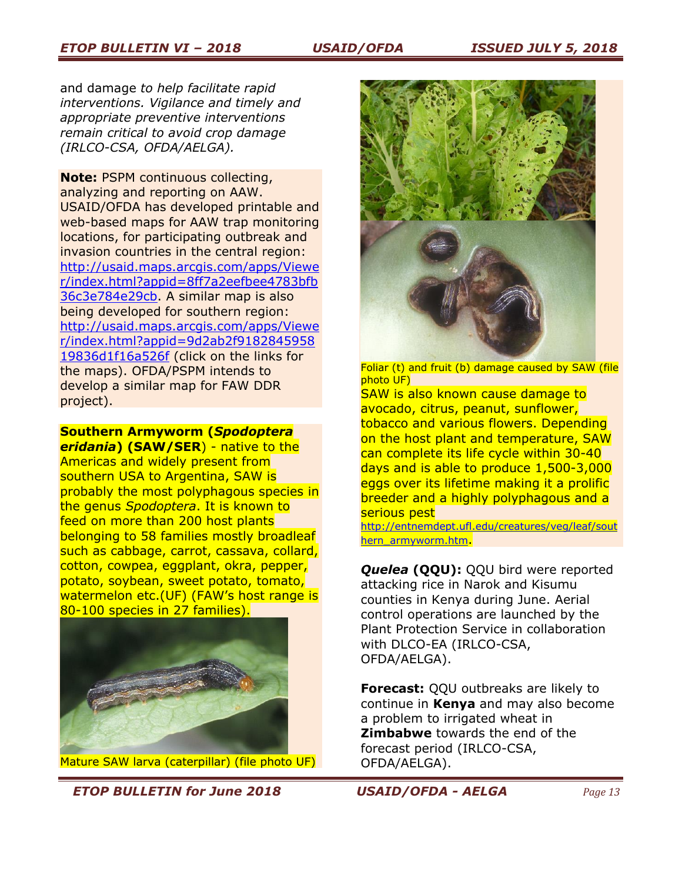and damage *to help facilitate rapid interventions. Vigilance and timely and appropriate preventive interventions remain critical to avoid crop damage (IRLCO-CSA, OFDA/AELGA).*

**Note:** PSPM continuous collecting, analyzing and reporting on AAW. USAID/OFDA has developed printable and web-based maps for AAW trap monitoring locations, for participating outbreak and invasion countries in the central region: http://usaid.maps.arcgis.com/apps/Viewer/index.html?appid=8ff7a2eefbee4783bfb36c3e784e29cb. A similar map is also being developed for southern region: http://usaid.maps.arcgis.com/apps/Viewer/index.html?appid=9d2ab2f918284595819836d1f16a526f (click on the links for the maps). OFDA/PSPM intends to develop a similar map for FAW DDR project).

**Southern Armyworm (*Spodoptera eridania*) (SAW/SER**) - native to the Americas and widely present from southern USA to Argentina, SAW is probably the most polyphagous species in the genus *Spodoptera*. It is known to feed on more than 200 host plants belonging to 58 families mostly broadleaf such as cabbage, carrot, cassava, collard, cotton, cowpea, eggplant, okra, pepper, potato, soybean, sweet potato, tomato, watermelon etc.(UF) (FAW's host range is 80-100 species in 27 families).

Mature SAW larva (caterpillar) (file photo UF)

Foliar (t) and fruit (b) damage caused by SAW (file photo UF)

SAW is also known cause damage to avocado, citrus, peanut, sunflower, tobacco and various flowers. Depending on the host plant and temperature, SAW can complete its life cycle within 30-40 days and is able to produce 1,500-3,000 eggs over its lifetime making it a prolific breeder and a highly polyphagous and a serious pest http://entnemdept.ufl.edu/creatures/veg/leaf/southern_armyworm.htm.

***Quelea* (QQU):** QQU bird were reported attacking rice in Narok and Kisumu counties in Kenya during June. Aerial control operations are launched by the Plant Protection Service in collaboration with DLCO-EA (IRLCO-CSA, OFDA/AELGA).

**Forecast:** QQU outbreaks are likely to continue in **Kenya** and may also become a problem to irrigated wheat in **Zimbabwe** towards the end of the forecast period (IRLCO-CSA, OFDA/AELGA).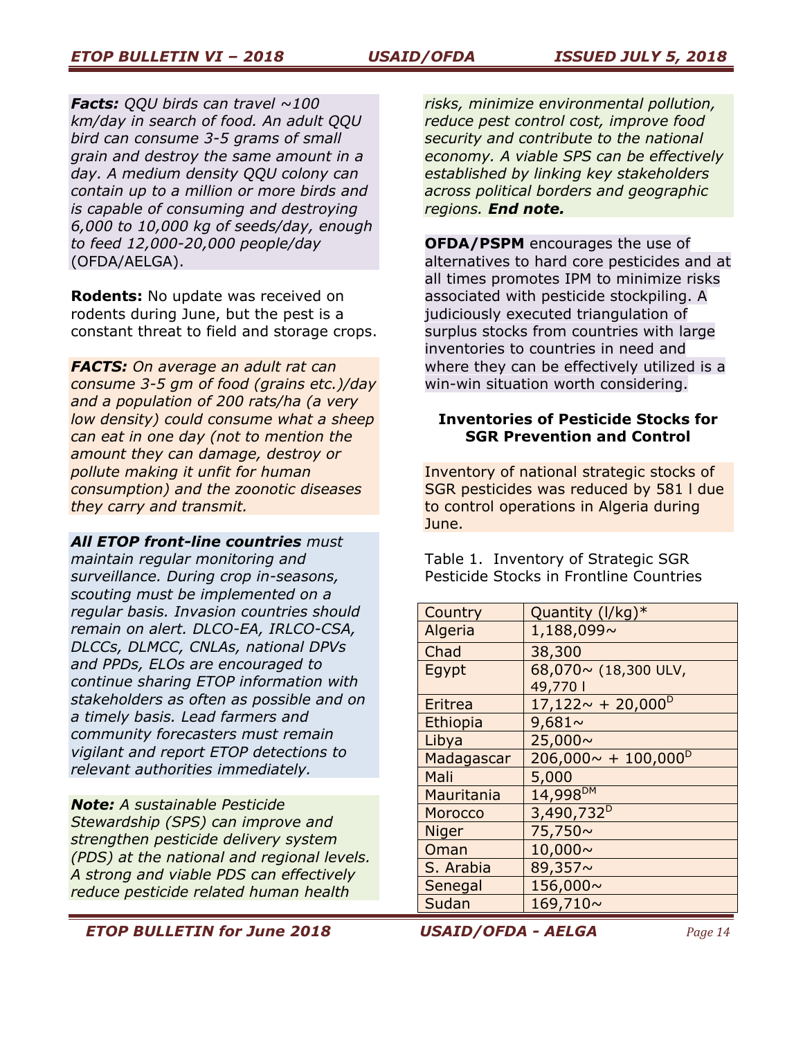***Facts:*** *QQU birds can travel ~100 km/day in search of food. An adult QQU bird can consume 3-5 grams of small grain and destroy the same amount in a day. A medium density QQU colony can contain up to a million or more birds and is capable of consuming and destroying 6,000 to 10,000 kg of seeds/day, enough to feed 12,000-20,000 people/day* (OFDA/AELGA).

**Rodents:** No update was received on rodents during June, but the pest is a constant threat to field and storage crops.

***FACTS:*** *On average an adult rat can consume 3-5 gm of food (grains etc.)/day and a population of 200 rats/ha (a very low density) could consume what a sheep can eat in one day (not to mention the amount they can damage, destroy or pollute making it unfit for human consumption) and the zoonotic diseases they carry and transmit.*

***All ETOP front-line countries*** *must maintain regular monitoring and surveillance. During crop in-seasons, scouting must be implemented on a regular basis. Invasion countries should remain on alert. DLCO-EA, IRLCO-CSA, DLCCs, DLMCC, CNLAs, national DPVs and PPDs, ELOs are encouraged to continue sharing ETOP information with stakeholders as often as possible and on a timely basis. Lead farmers and community forecasters must remain vigilant and report ETOP detections to relevant authorities immediately.*

***Note:*** *A sustainable Pesticide Stewardship (SPS) can improve and strengthen pesticide delivery system (PDS) at the national and regional levels. A strong and viable PDS can effectively reduce pesticide related human health risks, minimize environmental pollution, reduce pest control cost, improve food security and contribute to the national economy. A viable SPS can be effectively established by linking key stakeholders across political borders and geographic regions.* ***End note.***

**OFDA/PSPM** encourages the use of alternatives to hard core pesticides and at all times promotes IPM to minimize risks associated with pesticide stockpiling. A judiciously executed triangulation of surplus stocks from countries with large inventories to countries in need and where they can be effectively utilized is a win-win situation worth considering.

### Inventories of Pesticide Stocks for SGR Prevention and Control

Inventory of national strategic stocks of SGR pesticides was reduced by 581 l due to control operations in Algeria during June.

Table 1. Inventory of Strategic SGR Pesticide Stocks in Frontline Countries

| Country | Quantity (l/kg)* |
|---|---|
| Algeria | 1,188,099~ |
| Chad | 38,300 |
| Egypt | 68,070~ (18,300 ULV, 49,770 l |
| Eritrea | 17,122~ + 20,000[D] |
| Ethiopia | 9,681~ |
| Libya | 25,000~ |
| Madagascar | 206,000~ + 100,000[D] |
| Mali | 5,000 |
| Mauritania | 14,998[DM] |
| Morocco | 3,490,732[D] |
| Niger | 75,750~ |
| Oman | 10,000~ |
| S. Arabia | 89,357~ |
| Senegal | 156,000~ |
| Sudan | 169,710~ |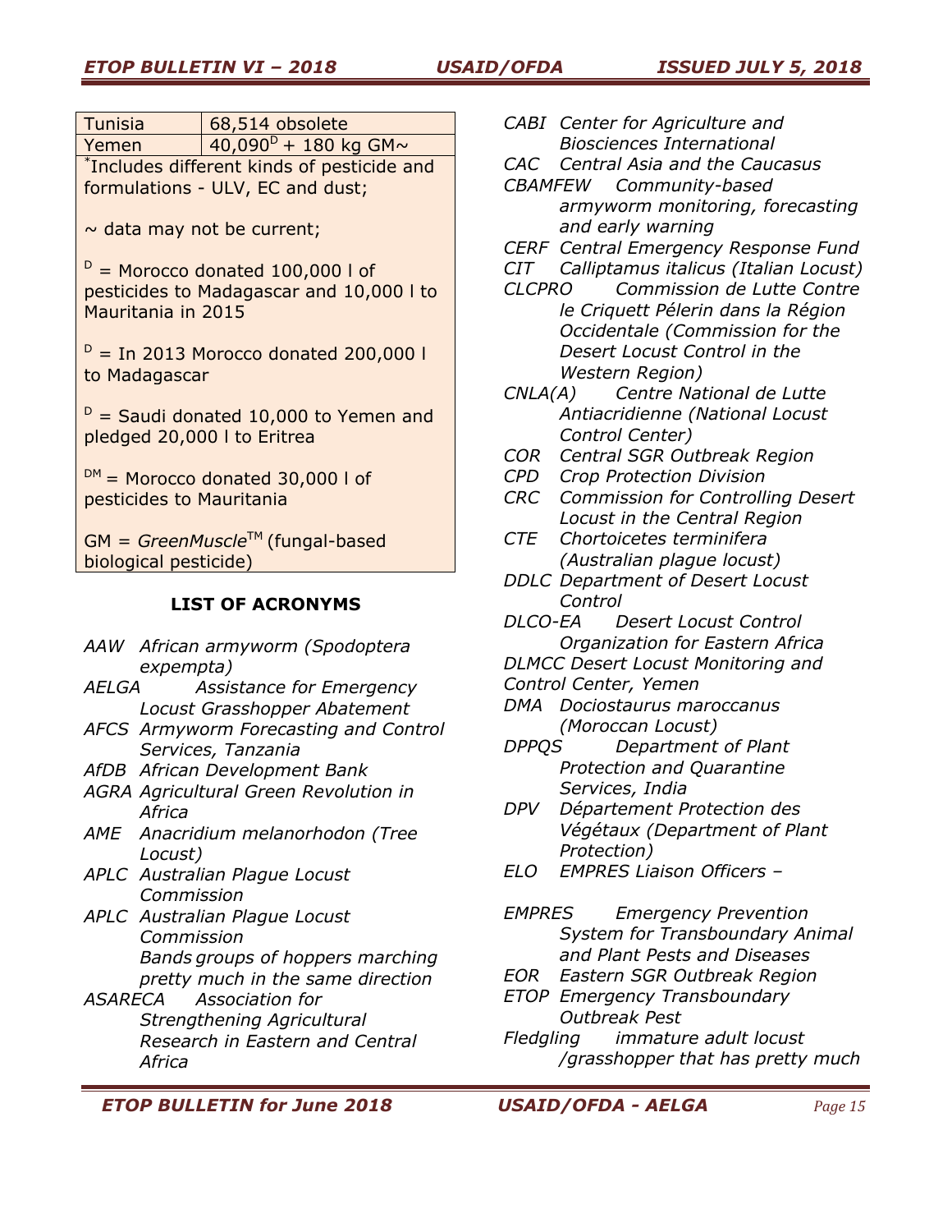| Tunisia | 68,514 obsolete |
|---|---|
| Yemen | 40,090[D] + 180 kg GM~ |

*Includes different kinds of pesticide and formulations - ULV, EC and dust;

~ data may not be current;

[D] = Morocco donated 100,000 l of pesticides to Madagascar and 10,000 l to Mauritania in 2015

[D] = In 2013 Morocco donated 200,000 l to Madagascar

[D] = Saudi donated 10,000 to Yemen and pledged 20,000 l to Eritrea

[DM] = Morocco donated 30,000 l of pesticides to Mauritania

GM = *GreenMuscle*™ (fungal-based biological pesticide)

**LIST OF ACRONYMS**

*AAW African armyworm (Spodoptera expempta)*

*AELGA Assistance for Emergency Locust Grasshopper Abatement*

*AFCS Armyworm Forecasting and Control Services, Tanzania*

*AfDB African Development Bank*

*AGRA Agricultural Green Revolution in Africa*

*AME Anacridium melanorhodon (Tree Locust)*

*APLC Australian Plague Locust Commission*

*APLC Australian Plague Locust Commission*

*Bands groups of hoppers marching pretty much in the same direction*

*ASARECA Association for Strengthening Agricultural Research in Eastern and Central Africa*

*CABI Center for Agriculture and Biosciences International*

*CAC Central Asia and the Caucasus*

*CBAMFEW Community-based armyworm monitoring, forecasting and early warning*

*CERF Central Emergency Response Fund*

*CIT Calliptamus italicus (Italian Locust)*

*CLCPRO Commission de Lutte Contre le Criquett Pélerin dans la Région Occidentale (Commission for the Desert Locust Control in the Western Region)*

*CNLA(A) Centre National de Lutte Antiacridienne (National Locust Control Center)*

*COR Central SGR Outbreak Region*

*CPD Crop Protection Division*

*CRC Commission for Controlling Desert Locust in the Central Region*

*CTE Chortoicetes terminifera (Australian plague locust)*

*DDLC Department of Desert Locust Control*

*DLCO-EA Desert Locust Control Organization for Eastern Africa*

*DLMCC Desert Locust Monitoring and Control Center, Yemen*

*DMA Dociostaurus maroccanus (Moroccan Locust)*

*DPPQS Department of Plant Protection and Quarantine Services, India*

*DPV Département Protection des Végétaux (Department of Plant Protection)*

*ELO EMPRES Liaison Officers –*

*EMPRES Emergency Prevention System for Transboundary Animal and Plant Pests and Diseases*

*EOR Eastern SGR Outbreak Region*

*ETOP Emergency Transboundary Outbreak Pest*

*Fledgling immature adult locust /grasshopper that has pretty much*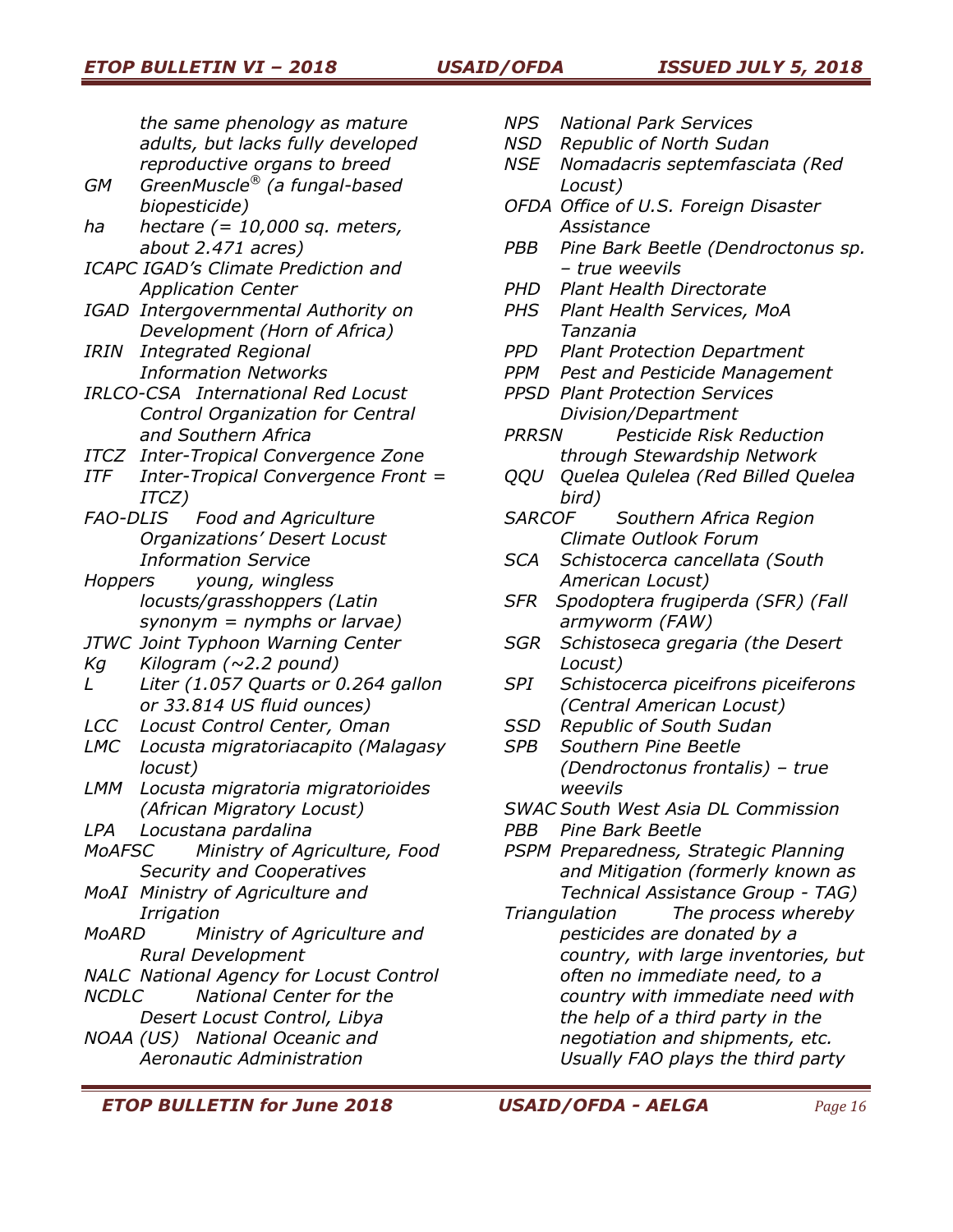*the same phenology as mature adults, but lacks fully developed reproductive organs to breed*

*GM* — *GreenMuscle® (a fungal-based biopesticide)*

*ha* — *hectare (= 10,000 sq. meters, about 2.471 acres)*

*ICAPC* — *IGAD's Climate Prediction and Application Center*

*IGAD* — *Intergovernmental Authority on Development (Horn of Africa)*

*IRIN* — *Integrated Regional Information Networks*

*IRLCO-CSA* — *International Red Locust Control Organization for Central and Southern Africa*

*ITCZ* — *Inter-Tropical Convergence Zone*

*ITF* — *Inter-Tropical Convergence Front = ITCZ)*

*FAO-DLIS* — *Food and Agriculture Organizations' Desert Locust Information Service*

*Hoppers* — *young, wingless locusts/grasshoppers (Latin synonym = nymphs or larvae)*

*JTWC* — *Joint Typhoon Warning Center*

*Kg* — *Kilogram (~2.2 pound)*

*L* — *Liter (1.057 Quarts or 0.264 gallon or 33.814 US fluid ounces)*

*LCC* — *Locust Control Center, Oman*

*LMC* — *Locusta migratoriacapito (Malagasy locust)*

*LMM* — *Locusta migratoria migratorioides (African Migratory Locust)*

*LPA* — *Locustana pardalina*

*MoAFSC* — *Ministry of Agriculture, Food Security and Cooperatives*

*MoAI* — *Ministry of Agriculture and Irrigation*

*MoARD* — *Ministry of Agriculture and Rural Development*

*NALC* — *National Agency for Locust Control*

*NCDLC* — *National Center for the Desert Locust Control, Libya*

*NOAA (US)* — *National Oceanic and Aeronautic Administration*

*NPS* — *National Park Services*

*NSD* — *Republic of North Sudan*

*NSE* — *Nomadacris septemfasciata (Red Locust)*

*OFDA* — *Office of U.S. Foreign Disaster Assistance*

*PBB* — *Pine Bark Beetle (Dendroctonus sp. – true weevils*

*PHD* — *Plant Health Directorate*

*PHS* — *Plant Health Services, MoA Tanzania*

*PPD* — *Plant Protection Department*

*PPM* — *Pest and Pesticide Management*

*PPSD* — *Plant Protection Services Division/Department*

*PRRSN* — *Pesticide Risk Reduction through Stewardship Network*

*QQU* — *Quelea Qulelea (Red Billed Quelea bird)*

*SARCOF* — *Southern Africa Region Climate Outlook Forum*

*SCA* — *Schistocerca cancellata (South American Locust)*

*SFR* — *Spodoptera frugiperda (SFR) (Fall armyworm (FAW)*

*SGR* — *Schistoseca gregaria (the Desert Locust)*

*SPI* — *Schistocerca piceifrons piceiferons (Central American Locust)*

*SSD* — *Republic of South Sudan*

*SPB* — *Southern Pine Beetle (Dendroctonus frontalis) – true weevils*

*SWAC* — *South West Asia DL Commission*

*PBB* — *Pine Bark Beetle*

*PSPM* — *Preparedness, Strategic Planning and Mitigation (formerly known as Technical Assistance Group - TAG)*

*Triangulation* — *The process whereby pesticides are donated by a country, with large inventories, but often no immediate need, to a country with immediate need with the help of a third party in the negotiation and shipments, etc. Usually FAO plays the third party*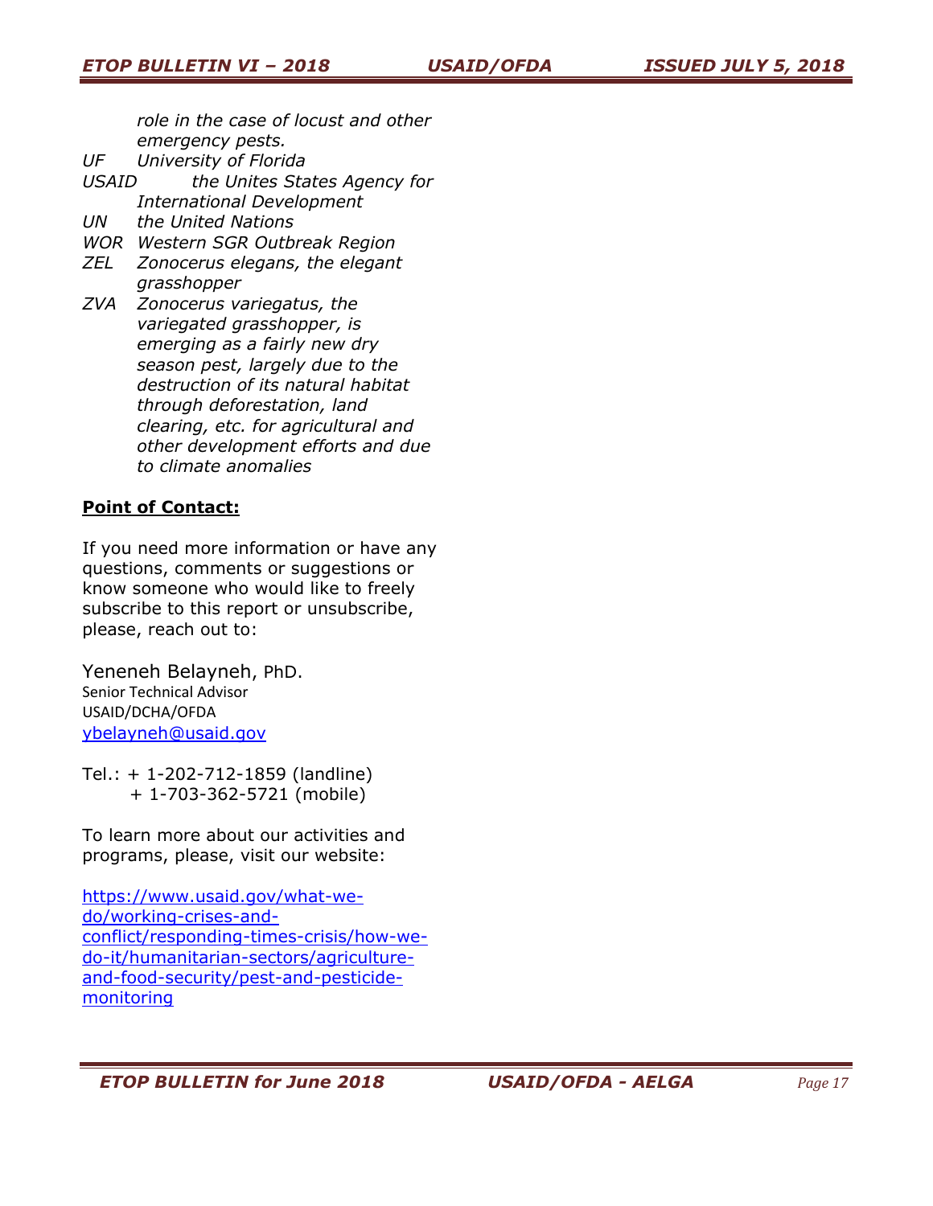*role in the case of locust and other emergency pests.*

*UF University of Florida*

*USAID the Unites States Agency for International Development*

*UN the United Nations*

*WOR Western SGR Outbreak Region*

*ZEL Zonocerus elegans, the elegant grasshopper*

*ZVA Zonocerus variegatus, the variegated grasshopper, is emerging as a fairly new dry season pest, largely due to the destruction of its natural habitat through deforestation, land clearing, etc. for agricultural and other development efforts and due to climate anomalies*

**Point of Contact:**

If you need more information or have any questions, comments or suggestions or know someone who would like to freely subscribe to this report or unsubscribe, please, reach out to:

Yeneneh Belayneh, PhD.
Senior Technical Advisor
USAID/DCHA/OFDA
ybelayneh@usaid.gov

Tel.: + 1-202-712-1859 (landline)
+ 1-703-362-5721 (mobile)

To learn more about our activities and programs, please, visit our website:

https://www.usaid.gov/what-we-do/working-crises-and-conflict/responding-times-crisis/how-we-do-it/humanitarian-sectors/agriculture-and-food-security/pest-and-pesticide-monitoring